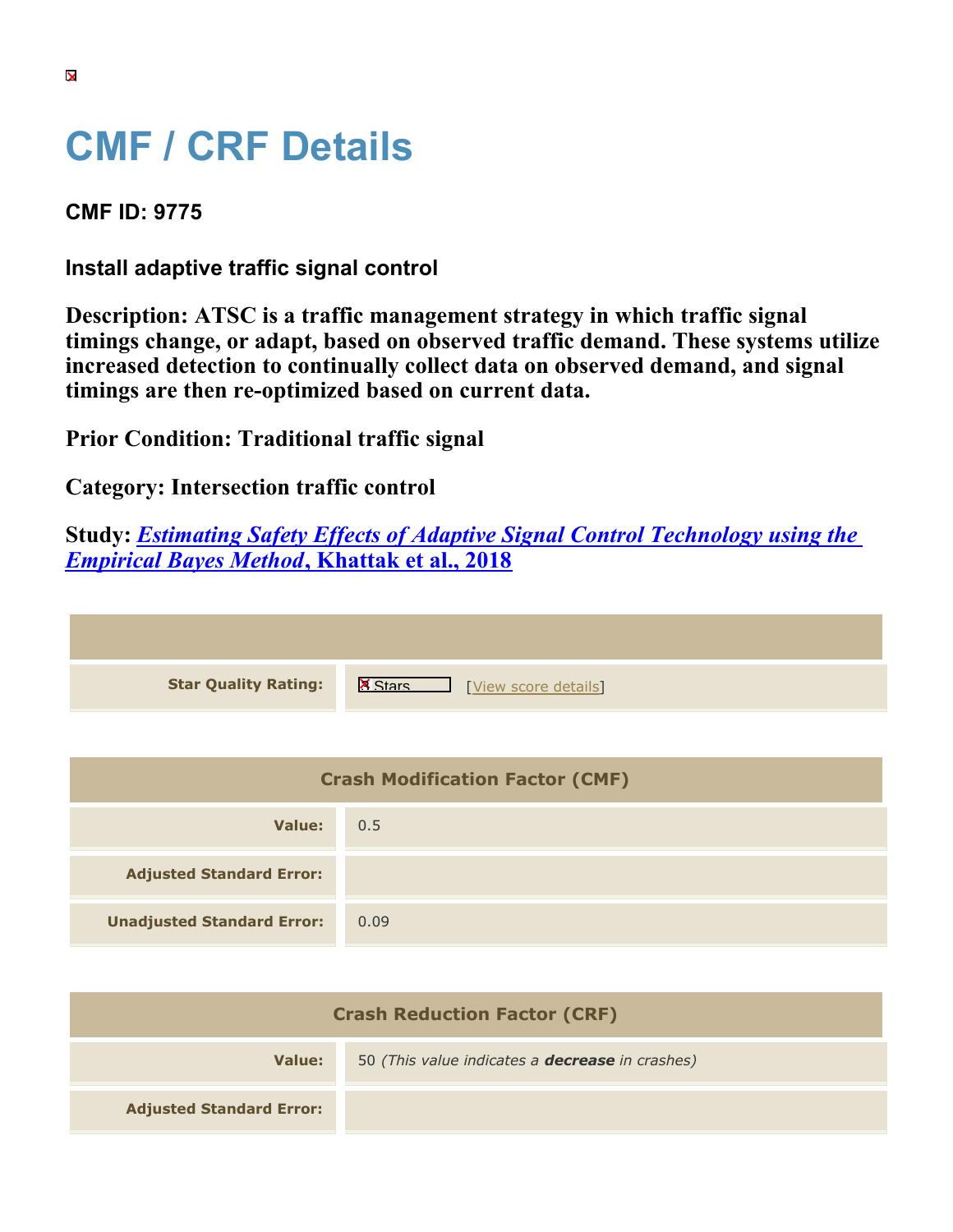# CMF / CRF Details

## CMF ID: 9775

### Install adaptive traffic signal control

**Description: ATSC is a traffic management strategy in which traffic signal timings change, or adapt, based on observed traffic demand. These systems utilize increased detection to continually collect data on observed demand, and signal timings are then re-optimized based on current data.**

**Prior Condition: Traditional traffic signal**

**Category: Intersection traffic control**

**Study: *Estimating Safety Effects of Adaptive Signal Control Technology using the Empirical Bayes Method*, Khattak et al., 2018**

| | |
|---|---|
| **Star Quality Rating:** | Stars [View score details] |

| Crash Modification Factor (CMF) | |
|---|---|
| **Value:** | 0.5 |
| **Adjusted Standard Error:** | |
| **Unadjusted Standard Error:** | 0.09 |

| Crash Reduction Factor (CRF) | |
|---|---|
| **Value:** | 50 *(This value indicates a **decrease** in crashes)* |
| **Adjusted Standard Error:** | |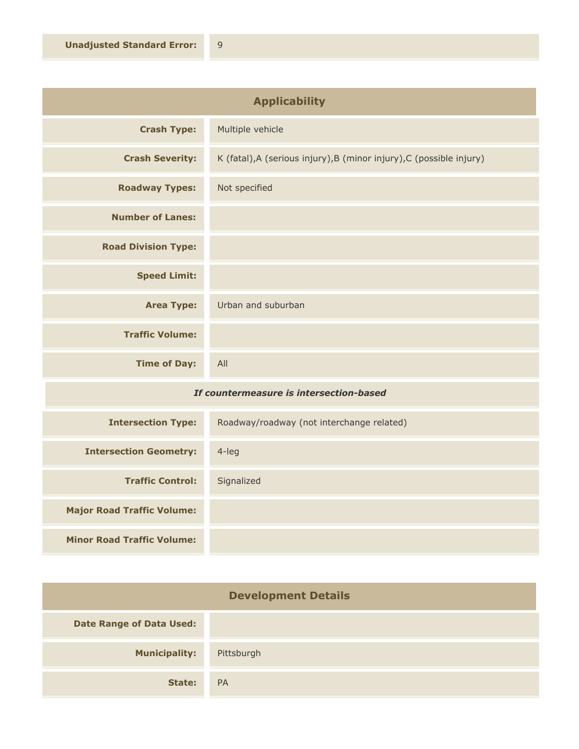| | |
|---|---|
| **Unadjusted Standard Error:** | 9 |

## Applicability

| | |
|---|---|
| **Crash Type:** | Multiple vehicle |
| **Crash Severity:** | K (fatal),A (serious injury),B (minor injury),C (possible injury) |
| **Roadway Types:** | Not specified |
| **Number of Lanes:** | |
| **Road Division Type:** | |
| **Speed Limit:** | |
| **Area Type:** | Urban and suburban |
| **Traffic Volume:** | |
| **Time of Day:** | All |
| ***If countermeasure is intersection-based*** | |
| **Intersection Type:** | Roadway/roadway (not interchange related) |
| **Intersection Geometry:** | 4-leg |
| **Traffic Control:** | Signalized |
| **Major Road Traffic Volume:** | |
| **Minor Road Traffic Volume:** | |

## Development Details

| | |
|---|---|
| **Date Range of Data Used:** | |
| **Municipality:** | Pittsburgh |
| **State:** | PA |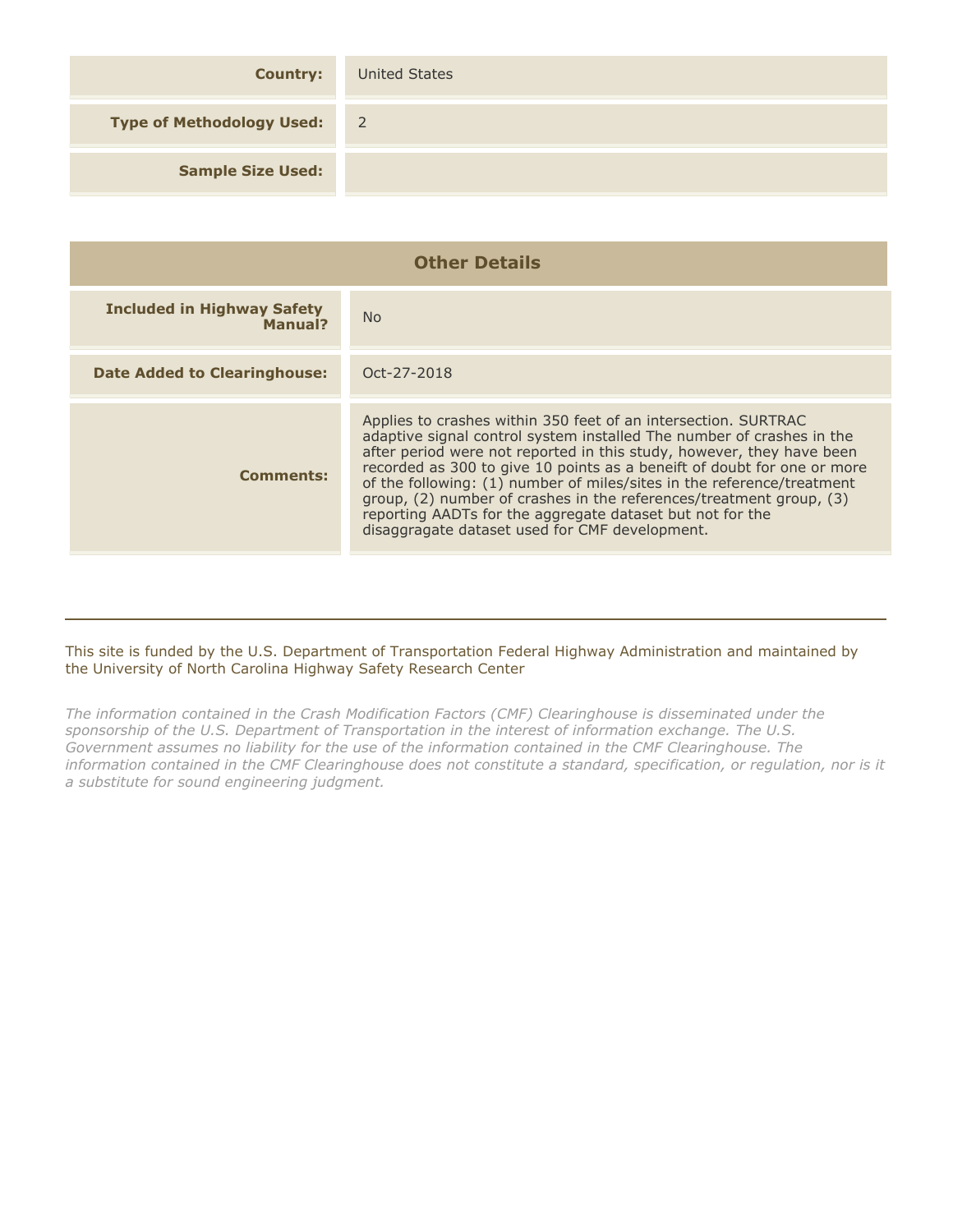| | |
|---|---|
| **Country:** | United States |
| **Type of Methodology Used:** | 2 |
| **Sample Size Used:** | |

## Other Details

| | |
|---|---|
| **Included in Highway Safety Manual?** | No |
| **Date Added to Clearinghouse:** | Oct-27-2018 |
| **Comments:** | Applies to crashes within 350 feet of an intersection. SURTRAC adaptive signal control system installed The number of crashes in the after period were not reported in this study, however, they have been recorded as 300 to give 10 points as a beneift of doubt for one or more of the following: (1) number of miles/sites in the reference/treatment group, (2) number of crashes in the references/treatment group, (3) reporting AADTs for the aggregate dataset but not for the disaggragate dataset used for CMF development. |

---

This site is funded by the U.S. Department of Transportation Federal Highway Administration and maintained by the University of North Carolina Highway Safety Research Center

*The information contained in the Crash Modification Factors (CMF) Clearinghouse is disseminated under the sponsorship of the U.S. Department of Transportation in the interest of information exchange. The U.S. Government assumes no liability for the use of the information contained in the CMF Clearinghouse. The information contained in the CMF Clearinghouse does not constitute a standard, specification, or regulation, nor is it a substitute for sound engineering judgment.*